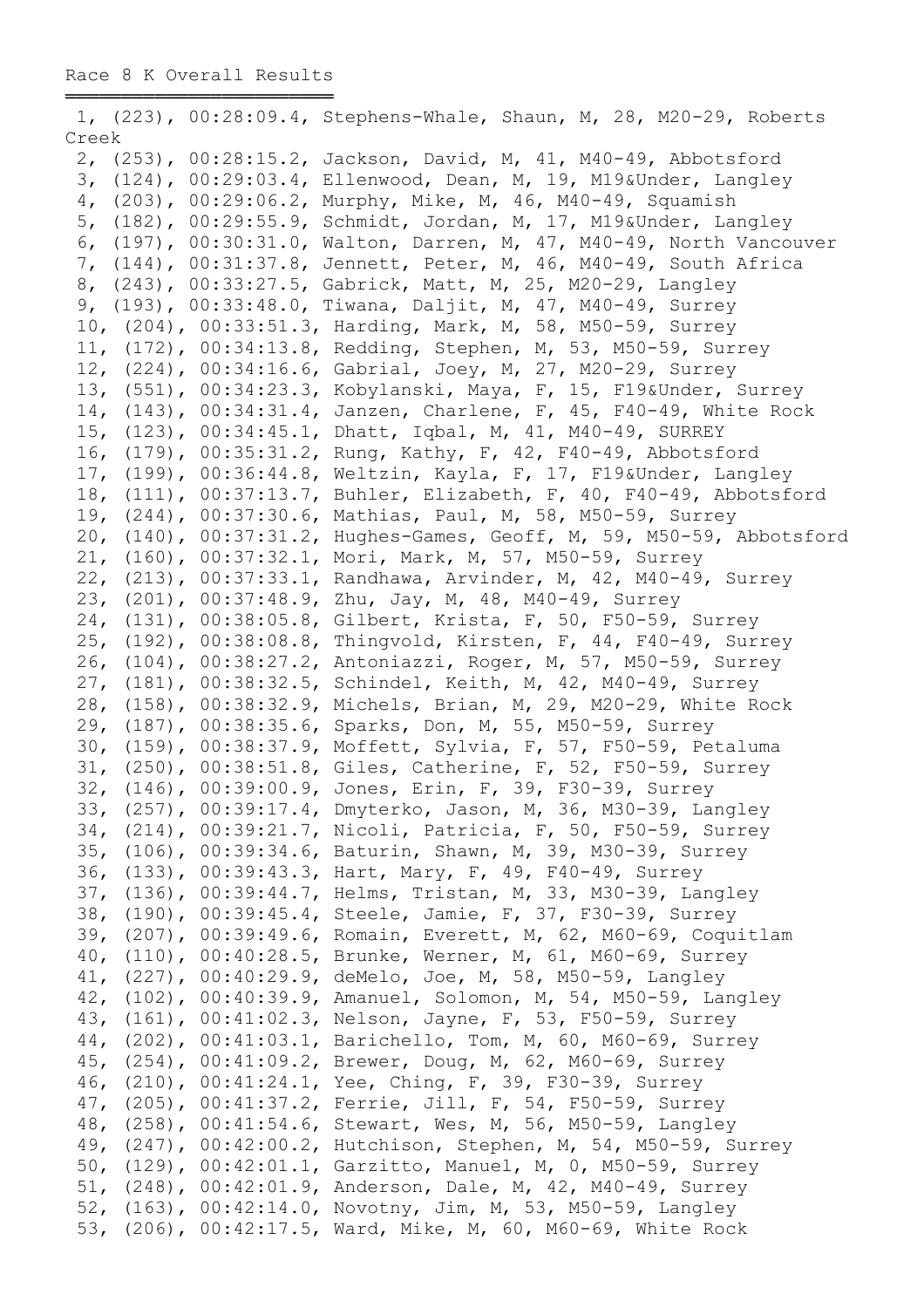# Race 8 K Overall Results

```
 1, (223), 00:28:09.4, Stephens-Whale, Shaun, M, 28, M20-29, Roberts Creek
 2, (253), 00:28:15.2, Jackson, David, M, 41, M40-49, Abbotsford
 3, (124), 00:29:03.4, Ellenwood, Dean, M, 19, M19&Under, Langley
 4, (203), 00:29:06.2, Murphy, Mike, M, 46, M40-49, Squamish
 5, (182), 00:29:55.9, Schmidt, Jordan, M, 17, M19&Under, Langley
 6, (197), 00:30:31.0, Walton, Darren, M, 47, M40-49, North Vancouver
 7, (144), 00:31:37.8, Jennett, Peter, M, 46, M40-49, South Africa
 8, (243), 00:33:27.5, Gabrick, Matt, M, 25, M20-29, Langley
 9, (193), 00:33:48.0, Tiwana, Daljit, M, 47, M40-49, Surrey
 10, (204), 00:33:51.3, Harding, Mark, M, 58, M50-59, Surrey
 11, (172), 00:34:13.8, Redding, Stephen, M, 53, M50-59, Surrey
 12, (224), 00:34:16.6, Gabrial, Joey, M, 27, M20-29, Surrey
 13, (551), 00:34:23.3, Kobylanski, Maya, F, 15, F19&Under, Surrey
 14, (143), 00:34:31.4, Janzen, Charlene, F, 45, F40-49, White Rock
 15, (123), 00:34:45.1, Dhatt, Iqbal, M, 41, M40-49, SURREY
 16, (179), 00:35:31.2, Rung, Kathy, F, 42, F40-49, Abbotsford
 17, (199), 00:36:44.8, Weltzin, Kayla, F, 17, F19&Under, Langley
 18, (111), 00:37:13.7, Buhler, Elizabeth, F, 40, F40-49, Abbotsford
 19, (244), 00:37:30.6, Mathias, Paul, M, 58, M50-59, Surrey
 20, (140), 00:37:31.2, Hughes-Games, Geoff, M, 59, M50-59, Abbotsford
 21, (160), 00:37:32.1, Mori, Mark, M, 57, M50-59, Surrey
 22, (213), 00:37:33.1, Randhawa, Arvinder, M, 42, M40-49, Surrey
 23, (201), 00:37:48.9, Zhu, Jay, M, 48, M40-49, Surrey
 24, (131), 00:38:05.8, Gilbert, Krista, F, 50, F50-59, Surrey
 25, (192), 00:38:08.8, Thingvold, Kirsten, F, 44, F40-49, Surrey
 26, (104), 00:38:27.2, Antoniazzi, Roger, M, 57, M50-59, Surrey
 27, (181), 00:38:32.5, Schindel, Keith, M, 42, M40-49, Surrey
 28, (158), 00:38:32.9, Michels, Brian, M, 29, M20-29, White Rock
 29, (187), 00:38:35.6, Sparks, Don, M, 55, M50-59, Surrey
 30, (159), 00:38:37.9, Moffett, Sylvia, F, 57, F50-59, Petaluma
 31, (250), 00:38:51.8, Giles, Catherine, F, 52, F50-59, Surrey
 32, (146), 00:39:00.9, Jones, Erin, F, 39, F30-39, Surrey
 33, (257), 00:39:17.4, Dmyterko, Jason, M, 36, M30-39, Langley
 34, (214), 00:39:21.7, Nicoli, Patricia, F, 50, F50-59, Surrey
 35, (106), 00:39:34.6, Baturin, Shawn, M, 39, M30-39, Surrey
 36, (133), 00:39:43.3, Hart, Mary, F, 49, F40-49, Surrey
 37, (136), 00:39:44.7, Helms, Tristan, M, 33, M30-39, Langley
 38, (190), 00:39:45.4, Steele, Jamie, F, 37, F30-39, Surrey
 39, (207), 00:39:49.6, Romain, Everett, M, 62, M60-69, Coquitlam
 40, (110), 00:40:28.5, Brunke, Werner, M, 61, M60-69, Surrey
 41, (227), 00:40:29.9, deMelo, Joe, M, 58, M50-59, Langley
 42, (102), 00:40:39.9, Amanuel, Solomon, M, 54, M50-59, Langley
 43, (161), 00:41:02.3, Nelson, Jayne, F, 53, F50-59, Surrey
 44, (202), 00:41:03.1, Barichello, Tom, M, 60, M60-69, Surrey
 45, (254), 00:41:09.2, Brewer, Doug, M, 62, M60-69, Surrey
 46, (210), 00:41:24.1, Yee, Ching, F, 39, F30-39, Surrey
 47, (205), 00:41:37.2, Ferrie, Jill, F, 54, F50-59, Surrey
 48, (258), 00:41:54.6, Stewart, Wes, M, 56, M50-59, Langley
 49, (247), 00:42:00.2, Hutchison, Stephen, M, 54, M50-59, Surrey
 50, (129), 00:42:01.1, Garzitto, Manuel, M, 0, M50-59, Surrey
 51, (248), 00:42:01.9, Anderson, Dale, M, 42, M40-49, Surrey
 52, (163), 00:42:14.0, Novotny, Jim, M, 53, M50-59, Langley
 53, (206), 00:42:17.5, Ward, Mike, M, 60, M60-69, White Rock
```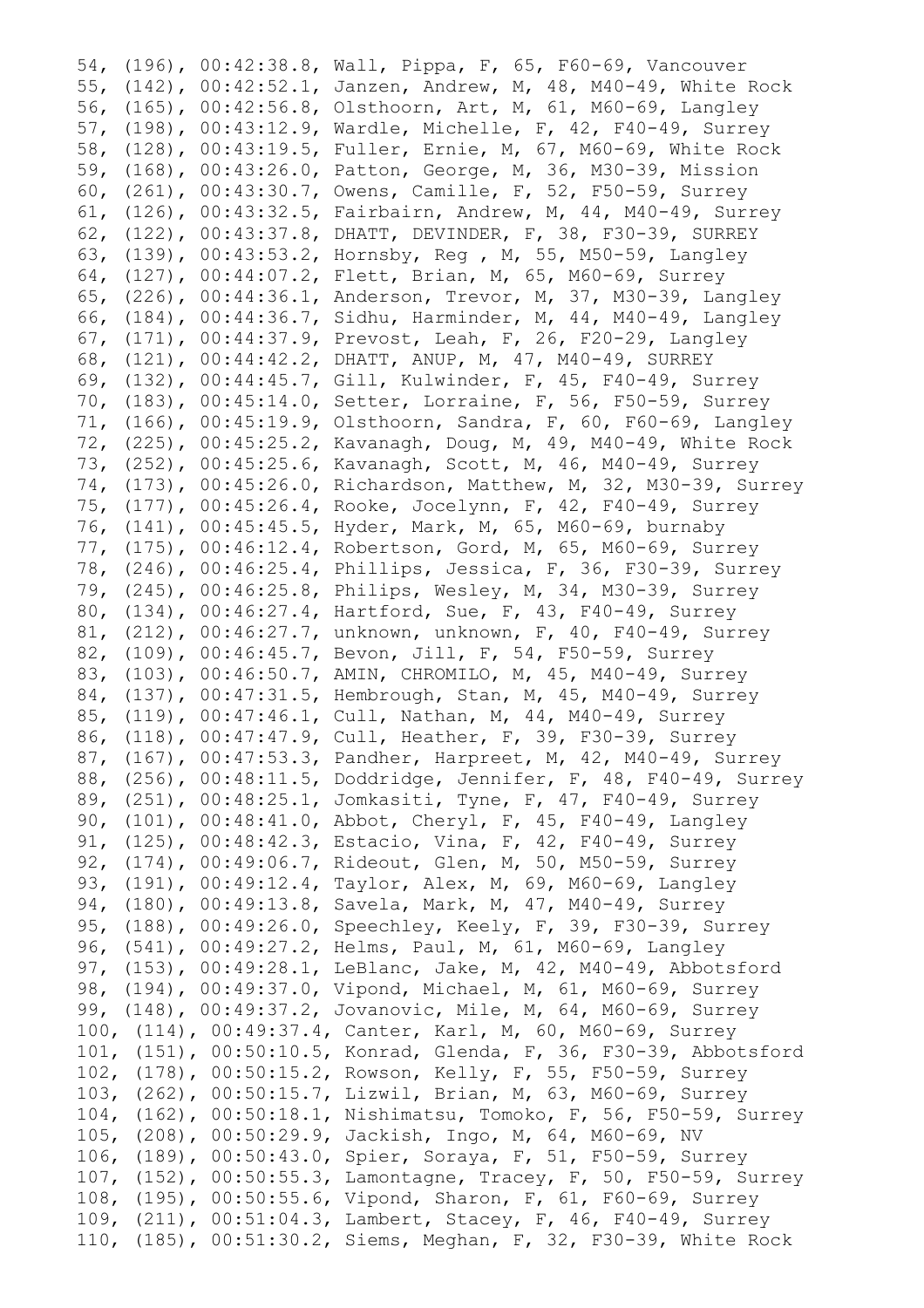54, (196), 00:42:38.8, Wall, Pippa, F, 65, F60-69, Vancouver
55, (142), 00:42:52.1, Janzen, Andrew, M, 48, M40-49, White Rock
56, (165), 00:42:56.8, Olsthoorn, Art, M, 61, M60-69, Langley
57, (198), 00:43:12.9, Wardle, Michelle, F, 42, F40-49, Surrey
58, (128), 00:43:19.5, Fuller, Ernie, M, 67, M60-69, White Rock
59, (168), 00:43:26.0, Patton, George, M, 36, M30-39, Mission
60, (261), 00:43:30.7, Owens, Camille, F, 52, F50-59, Surrey
61, (126), 00:43:32.5, Fairbairn, Andrew, M, 44, M40-49, Surrey
62, (122), 00:43:37.8, DHATT, DEVINDER, F, 38, F30-39, SURREY
63, (139), 00:43:53.2, Hornsby, Reg , M, 55, M50-59, Langley
64, (127), 00:44:07.2, Flett, Brian, M, 65, M60-69, Surrey
65, (226), 00:44:36.1, Anderson, Trevor, M, 37, M30-39, Langley
66, (184), 00:44:36.7, Sidhu, Harminder, M, 44, M40-49, Langley
67, (171), 00:44:37.9, Prevost, Leah, F, 26, F20-29, Langley
68, (121), 00:44:42.2, DHATT, ANUP, M, 47, M40-49, SURREY
69, (132), 00:44:45.7, Gill, Kulwinder, F, 45, F40-49, Surrey
70, (183), 00:45:14.0, Setter, Lorraine, F, 56, F50-59, Surrey
71, (166), 00:45:19.9, Olsthoorn, Sandra, F, 60, F60-69, Langley
72, (225), 00:45:25.2, Kavanagh, Doug, M, 49, M40-49, White Rock
73, (252), 00:45:25.6, Kavanagh, Scott, M, 46, M40-49, Surrey
74, (173), 00:45:26.0, Richardson, Matthew, M, 32, M30-39, Surrey
75, (177), 00:45:26.4, Rooke, Jocelynn, F, 42, F40-49, Surrey
76, (141), 00:45:45.5, Hyder, Mark, M, 65, M60-69, burnaby
77, (175), 00:46:12.4, Robertson, Gord, M, 65, M60-69, Surrey
78, (246), 00:46:25.4, Phillips, Jessica, F, 36, F30-39, Surrey
79, (245), 00:46:25.8, Philips, Wesley, M, 34, M30-39, Surrey
80, (134), 00:46:27.4, Hartford, Sue, F, 43, F40-49, Surrey
81, (212), 00:46:27.7, unknown, unknown, F, 40, F40-49, Surrey
82, (109), 00:46:45.7, Bevon, Jill, F, 54, F50-59, Surrey
83, (103), 00:46:50.7, AMIN, CHROMILO, M, 45, M40-49, Surrey
84, (137), 00:47:31.5, Hembrough, Stan, M, 45, M40-49, Surrey
85, (119), 00:47:46.1, Cull, Nathan, M, 44, M40-49, Surrey
86, (118), 00:47:47.9, Cull, Heather, F, 39, F30-39, Surrey
87, (167), 00:47:53.3, Pandher, Harpreet, M, 42, M40-49, Surrey
88, (256), 00:48:11.5, Doddridge, Jennifer, F, 48, F40-49, Surrey
89, (251), 00:48:25.1, Jomkasiti, Tyne, F, 47, F40-49, Surrey
90, (101), 00:48:41.0, Abbot, Cheryl, F, 45, F40-49, Langley
91, (125), 00:48:42.3, Estacio, Vina, F, 42, F40-49, Surrey
92, (174), 00:49:06.7, Rideout, Glen, M, 50, M50-59, Surrey
93, (191), 00:49:12.4, Taylor, Alex, M, 69, M60-69, Langley
94, (180), 00:49:13.8, Savela, Mark, M, 47, M40-49, Surrey
95, (188), 00:49:26.0, Speechley, Keely, F, 39, F30-39, Surrey
96, (541), 00:49:27.2, Helms, Paul, M, 61, M60-69, Langley
97, (153), 00:49:28.1, LeBlanc, Jake, M, 42, M40-49, Abbotsford
98, (194), 00:49:37.0, Vipond, Michael, M, 61, M60-69, Surrey
99, (148), 00:49:37.2, Jovanovic, Mile, M, 64, M60-69, Surrey
100, (114), 00:49:37.4, Canter, Karl, M, 60, M60-69, Surrey
101, (151), 00:50:10.5, Konrad, Glenda, F, 36, F30-39, Abbotsford
102, (178), 00:50:15.2, Rowson, Kelly, F, 55, F50-59, Surrey
103, (262), 00:50:15.7, Lizwil, Brian, M, 63, M60-69, Surrey
104, (162), 00:50:18.1, Nishimatsu, Tomoko, F, 56, F50-59, Surrey
105, (208), 00:50:29.9, Jackish, Ingo, M, 64, M60-69, NV
106, (189), 00:50:43.0, Spier, Soraya, F, 51, F50-59, Surrey
107, (152), 00:50:55.3, Lamontagne, Tracey, F, 50, F50-59, Surrey
108, (195), 00:50:55.6, Vipond, Sharon, F, 61, F60-69, Surrey
109, (211), 00:51:04.3, Lambert, Stacey, F, 46, F40-49, Surrey
110, (185), 00:51:30.2, Siems, Meghan, F, 32, F30-39, White Rock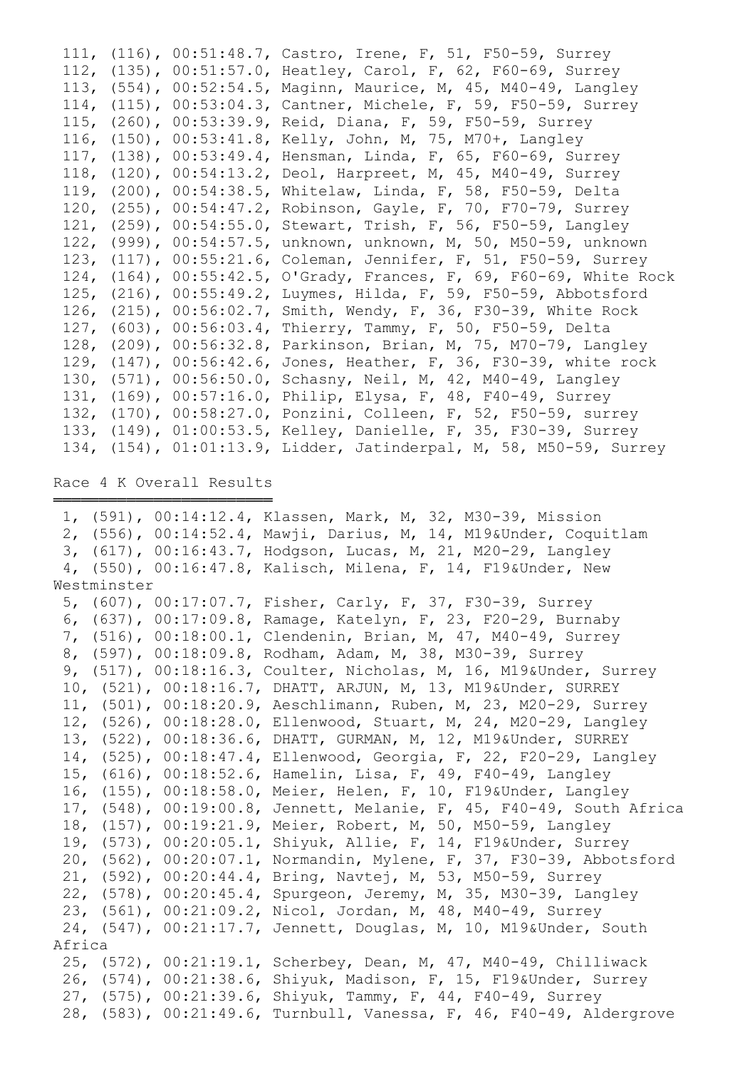```
 111, (116), 00:51:48.7, Castro, Irene, F, 51, F50-59, Surrey
 112, (135), 00:51:57.0, Heatley, Carol, F, 62, F60-69, Surrey
 113, (554), 00:52:54.5, Maginn, Maurice, M, 45, M40-49, Langley
 114, (115), 00:53:04.3, Cantner, Michele, F, 59, F50-59, Surrey
 115, (260), 00:53:39.9, Reid, Diana, F, 59, F50-59, Surrey
 116, (150), 00:53:41.8, Kelly, John, M, 75, M70+, Langley
 117, (138), 00:53:49.4, Hensman, Linda, F, 65, F60-69, Surrey
 118, (120), 00:54:13.2, Deol, Harpreet, M, 45, M40-49, Surrey
 119, (200), 00:54:38.5, Whitelaw, Linda, F, 58, F50-59, Delta
 120, (255), 00:54:47.2, Robinson, Gayle, F, 70, F70-79, Surrey
 121, (259), 00:54:55.0, Stewart, Trish, F, 56, F50-59, Langley
 122, (999), 00:54:57.5, unknown, unknown, M, 50, M50-59, unknown
 123, (117), 00:55:21.6, Coleman, Jennifer, F, 51, F50-59, Surrey
 124, (164), 00:55:42.5, O'Grady, Frances, F, 69, F60-69, White Rock
 125, (216), 00:55:49.2, Luymes, Hilda, F, 59, F50-59, Abbotsford
 126, (215), 00:56:02.7, Smith, Wendy, F, 36, F30-39, White Rock
 127, (603), 00:56:03.4, Thierry, Tammy, F, 50, F50-59, Delta
 128, (209), 00:56:32.8, Parkinson, Brian, M, 75, M70-79, Langley
 129, (147), 00:56:42.6, Jones, Heather, F, 36, F30-39, white rock
 130, (571), 00:56:50.0, Schasny, Neil, M, 42, M40-49, Langley
 131, (169), 00:57:16.0, Philip, Elysa, F, 48, F40-49, Surrey
 132, (170), 00:58:27.0, Ponzini, Colleen, F, 52, F50-59, surrey
 133, (149), 01:00:53.5, Kelley, Danielle, F, 35, F30-39, Surrey
 134, (154), 01:01:13.9, Lidder, Jatinderpal, M, 58, M50-59, Surrey
```

Race 4 K Overall Results
========================

```
 1, (591), 00:14:12.4, Klassen, Mark, M, 32, M30-39, Mission
 2, (556), 00:14:52.4, Mawji, Darius, M, 14, M19&Under, Coquitlam
 3, (617), 00:16:43.7, Hodgson, Lucas, M, 21, M20-29, Langley
 4, (550), 00:16:47.8, Kalisch, Milena, F, 14, F19&Under, New
Westminster
 5, (607), 00:17:07.7, Fisher, Carly, F, 37, F30-39, Surrey
 6, (637), 00:17:09.8, Ramage, Katelyn, F, 23, F20-29, Burnaby
 7, (516), 00:18:00.1, Clendenin, Brian, M, 47, M40-49, Surrey
 8, (597), 00:18:09.8, Rodham, Adam, M, 38, M30-39, Surrey
 9, (517), 00:18:16.3, Coulter, Nicholas, M, 16, M19&Under, Surrey
 10, (521), 00:18:16.7, DHATT, ARJUN, M, 13, M19&Under, SURREY
 11, (501), 00:18:20.9, Aeschlimann, Ruben, M, 23, M20-29, Surrey
 12, (526), 00:18:28.0, Ellenwood, Stuart, M, 24, M20-29, Langley
 13, (522), 00:18:36.6, DHATT, GURMAN, M, 12, M19&Under, SURREY
 14, (525), 00:18:47.4, Ellenwood, Georgia, F, 22, F20-29, Langley
 15, (616), 00:18:52.6, Hamelin, Lisa, F, 49, F40-49, Langley
 16, (155), 00:18:58.0, Meier, Helen, F, 10, F19&Under, Langley
 17, (548), 00:19:00.8, Jennett, Melanie, F, 45, F40-49, South Africa
 18, (157), 00:19:21.9, Meier, Robert, M, 50, M50-59, Langley
 19, (573), 00:20:05.1, Shiyuk, Allie, F, 14, F19&Under, Surrey
 20, (562), 00:20:07.1, Normandin, Mylene, F, 37, F30-39, Abbotsford
 21, (592), 00:20:44.4, Bring, Navtej, M, 53, M50-59, Surrey
 22, (578), 00:20:45.4, Spurgeon, Jeremy, M, 35, M30-39, Langley
 23, (561), 00:21:09.2, Nicol, Jordan, M, 48, M40-49, Surrey
 24, (547), 00:21:17.7, Jennett, Douglas, M, 10, M19&Under, South
Africa
 25, (572), 00:21:19.1, Scherbey, Dean, M, 47, M40-49, Chilliwack
 26, (574), 00:21:38.6, Shiyuk, Madison, F, 15, F19&Under, Surrey
 27, (575), 00:21:39.6, Shiyuk, Tammy, F, 44, F40-49, Surrey
 28, (583), 00:21:49.6, Turnbull, Vanessa, F, 46, F40-49, Aldergrove
```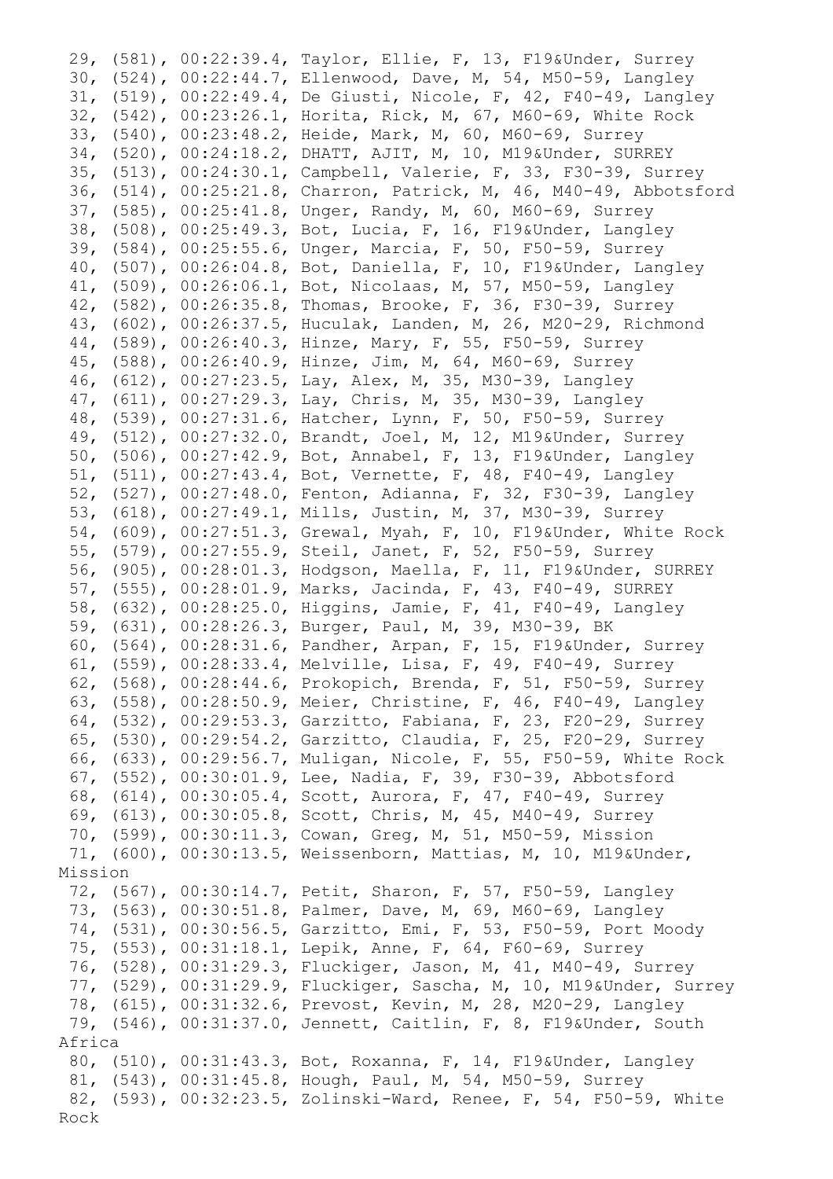```
 29, (581), 00:22:39.4, Taylor, Ellie, F, 13, F19&Under, Surrey
 30, (524), 00:22:44.7, Ellenwood, Dave, M, 54, M50-59, Langley
 31, (519), 00:22:49.4, De Giusti, Nicole, F, 42, F40-49, Langley
 32, (542), 00:23:26.1, Horita, Rick, M, 67, M60-69, White Rock
 33, (540), 00:23:48.2, Heide, Mark, M, 60, M60-69, Surrey
 34, (520), 00:24:18.2, DHATT, AJIT, M, 10, M19&Under, SURREY
 35, (513), 00:24:30.1, Campbell, Valerie, F, 33, F30-39, Surrey
 36, (514), 00:25:21.8, Charron, Patrick, M, 46, M40-49, Abbotsford
 37, (585), 00:25:41.8, Unger, Randy, M, 60, M60-69, Surrey
 38, (508), 00:25:49.3, Bot, Lucia, F, 16, F19&Under, Langley
 39, (584), 00:25:55.6, Unger, Marcia, F, 50, F50-59, Surrey
 40, (507), 00:26:04.8, Bot, Daniella, F, 10, F19&Under, Langley
 41, (509), 00:26:06.1, Bot, Nicolaas, M, 57, M50-59, Langley
 42, (582), 00:26:35.8, Thomas, Brooke, F, 36, F30-39, Surrey
 43, (602), 00:26:37.5, Huculak, Landen, M, 26, M20-29, Richmond
 44, (589), 00:26:40.3, Hinze, Mary, F, 55, F50-59, Surrey
 45, (588), 00:26:40.9, Hinze, Jim, M, 64, M60-69, Surrey
 46, (612), 00:27:23.5, Lay, Alex, M, 35, M30-39, Langley
 47, (611), 00:27:29.3, Lay, Chris, M, 35, M30-39, Langley
 48, (539), 00:27:31.6, Hatcher, Lynn, F, 50, F50-59, Surrey
 49, (512), 00:27:32.0, Brandt, Joel, M, 12, M19&Under, Surrey
 50, (506), 00:27:42.9, Bot, Annabel, F, 13, F19&Under, Langley
 51, (511), 00:27:43.4, Bot, Vernette, F, 48, F40-49, Langley
 52, (527), 00:27:48.0, Fenton, Adianna, F, 32, F30-39, Langley
 53, (618), 00:27:49.1, Mills, Justin, M, 37, M30-39, Surrey
 54, (609), 00:27:51.3, Grewal, Myah, F, 10, F19&Under, White Rock
 55, (579), 00:27:55.9, Steil, Janet, F, 52, F50-59, Surrey
 56, (905), 00:28:01.3, Hodgson, Maella, F, 11, F19&Under, SURREY
 57, (555), 00:28:01.9, Marks, Jacinda, F, 43, F40-49, SURREY
 58, (632), 00:28:25.0, Higgins, Jamie, F, 41, F40-49, Langley
 59, (631), 00:28:26.3, Burger, Paul, M, 39, M30-39, BK
 60, (564), 00:28:31.6, Pandher, Arpan, F, 15, F19&Under, Surrey
 61, (559), 00:28:33.4, Melville, Lisa, F, 49, F40-49, Surrey
 62, (568), 00:28:44.6, Prokopich, Brenda, F, 51, F50-59, Surrey
 63, (558), 00:28:50.9, Meier, Christine, F, 46, F40-49, Langley
 64, (532), 00:29:53.3, Garzitto, Fabiana, F, 23, F20-29, Surrey
 65, (530), 00:29:54.2, Garzitto, Claudia, F, 25, F20-29, Surrey
 66, (633), 00:29:56.7, Muligan, Nicole, F, 55, F50-59, White Rock
 67, (552), 00:30:01.9, Lee, Nadia, F, 39, F30-39, Abbotsford
 68, (614), 00:30:05.4, Scott, Aurora, F, 47, F40-49, Surrey
 69, (613), 00:30:05.8, Scott, Chris, M, 45, M40-49, Surrey
 70, (599), 00:30:11.3, Cowan, Greg, M, 51, M50-59, Mission
 71, (600), 00:30:13.5, Weissenborn, Mattias, M, 10, M19&Under,
Mission
 72, (567), 00:30:14.7, Petit, Sharon, F, 57, F50-59, Langley
 73, (563), 00:30:51.8, Palmer, Dave, M, 69, M60-69, Langley
 74, (531), 00:30:56.5, Garzitto, Emi, F, 53, F50-59, Port Moody
 75, (553), 00:31:18.1, Lepik, Anne, F, 64, F60-69, Surrey
 76, (528), 00:31:29.3, Fluckiger, Jason, M, 41, M40-49, Surrey
 77, (529), 00:31:29.9, Fluckiger, Sascha, M, 10, M19&Under, Surrey
 78, (615), 00:31:32.6, Prevost, Kevin, M, 28, M20-29, Langley
 79, (546), 00:31:37.0, Jennett, Caitlin, F, 8, F19&Under, South
Africa
 80, (510), 00:31:43.3, Bot, Roxanna, F, 14, F19&Under, Langley
 81, (543), 00:31:45.8, Hough, Paul, M, 54, M50-59, Surrey
 82, (593), 00:32:23.5, Zolinski-Ward, Renee, F, 54, F50-59, White
Rock
```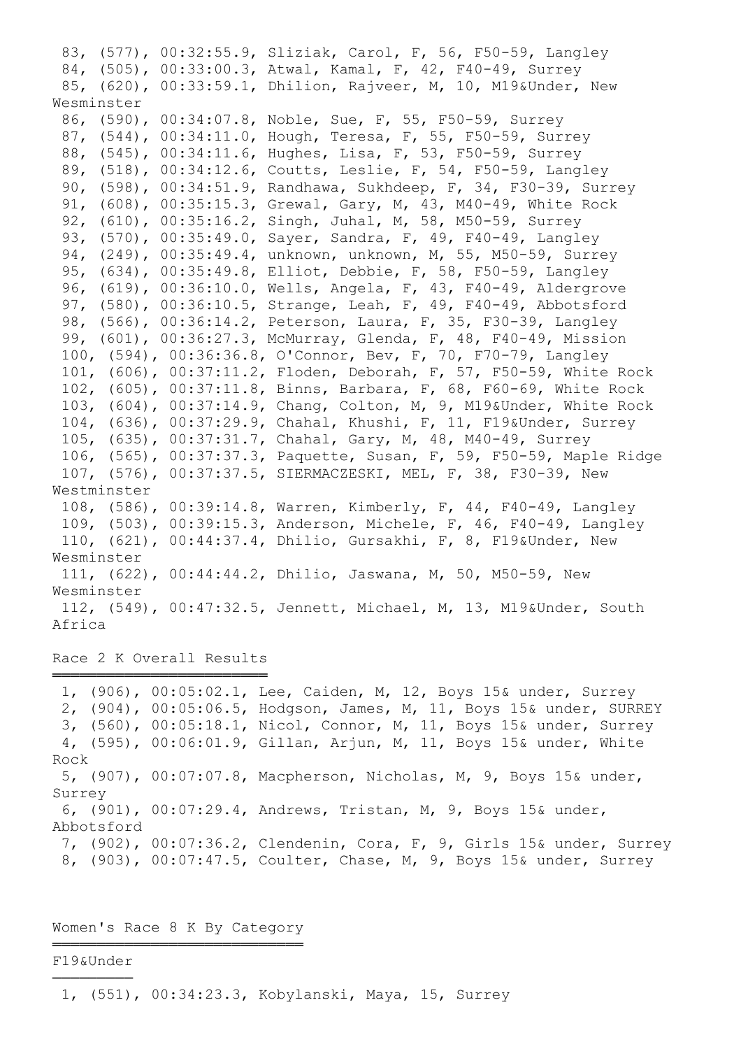83, (577), 00:32:55.9, Sliziak, Carol, F, 56, F50-59, Langley
84, (505), 00:33:00.3, Atwal, Kamal, F, 42, F40-49, Surrey
85, (620), 00:33:59.1, Dhilion, Rajveer, M, 10, M19&Under, New Wesminster
86, (590), 00:34:07.8, Noble, Sue, F, 55, F50-59, Surrey
87, (544), 00:34:11.0, Hough, Teresa, F, 55, F50-59, Surrey
88, (545), 00:34:11.6, Hughes, Lisa, F, 53, F50-59, Surrey
89, (518), 00:34:12.6, Coutts, Leslie, F, 54, F50-59, Langley
90, (598), 00:34:51.9, Randhawa, Sukhdeep, F, 34, F30-39, Surrey
91, (608), 00:35:15.3, Grewal, Gary, M, 43, M40-49, White Rock
92, (610), 00:35:16.2, Singh, Juhal, M, 58, M50-59, Surrey
93, (570), 00:35:49.0, Sayer, Sandra, F, 49, F40-49, Langley
94, (249), 00:35:49.4, unknown, unknown, M, 55, M50-59, Surrey
95, (634), 00:35:49.8, Elliot, Debbie, F, 58, F50-59, Langley
96, (619), 00:36:10.0, Wells, Angela, F, 43, F40-49, Aldergrove
97, (580), 00:36:10.5, Strange, Leah, F, 49, F40-49, Abbotsford
98, (566), 00:36:14.2, Peterson, Laura, F, 35, F30-39, Langley
99, (601), 00:36:27.3, McMurray, Glenda, F, 48, F40-49, Mission
100, (594), 00:36:36.8, O'Connor, Bev, F, 70, F70-79, Langley
101, (606), 00:37:11.2, Floden, Deborah, F, 57, F50-59, White Rock
102, (605), 00:37:11.8, Binns, Barbara, F, 68, F60-69, White Rock
103, (604), 00:37:14.9, Chang, Colton, M, 9, M19&Under, White Rock
104, (636), 00:37:29.9, Chahal, Khushi, F, 11, F19&Under, Surrey
105, (635), 00:37:31.7, Chahal, Gary, M, 48, M40-49, Surrey
106, (565), 00:37:37.3, Paquette, Susan, F, 59, F50-59, Maple Ridge
107, (576), 00:37:37.5, SIERMACZESKI, MEL, F, 38, F30-39, New Westminster
108, (586), 00:39:14.8, Warren, Kimberly, F, 44, F40-49, Langley
109, (503), 00:39:15.3, Anderson, Michele, F, 46, F40-49, Langley
110, (621), 00:44:37.4, Dhilio, Gursakhi, F, 8, F19&Under, New Wesminster
111, (622), 00:44:44.2, Dhilio, Jaswana, M, 50, M50-59, New Wesminster
112, (549), 00:47:32.5, Jennett, Michael, M, 13, M19&Under, South Africa

## Race 2 K Overall Results

1, (906), 00:05:02.1, Lee, Caiden, M, 12, Boys 15& under, Surrey
2, (904), 00:05:06.5, Hodgson, James, M, 11, Boys 15& under, SURREY
3, (560), 00:05:18.1, Nicol, Connor, M, 11, Boys 15& under, Surrey
4, (595), 00:06:01.9, Gillan, Arjun, M, 11, Boys 15& under, White Rock
5, (907), 00:07:07.8, Macpherson, Nicholas, M, 9, Boys 15& under, Surrey
6, (901), 00:07:29.4, Andrews, Tristan, M, 9, Boys 15& under, Abbotsford
7, (902), 00:07:36.2, Clendenin, Cora, F, 9, Girls 15& under, Surrey
8, (903), 00:07:47.5, Coulter, Chase, M, 9, Boys 15& under, Surrey

## Women's Race 8 K By Category

### F19&Under

1, (551), 00:34:23.3, Kobylanski, Maya, 15, Surrey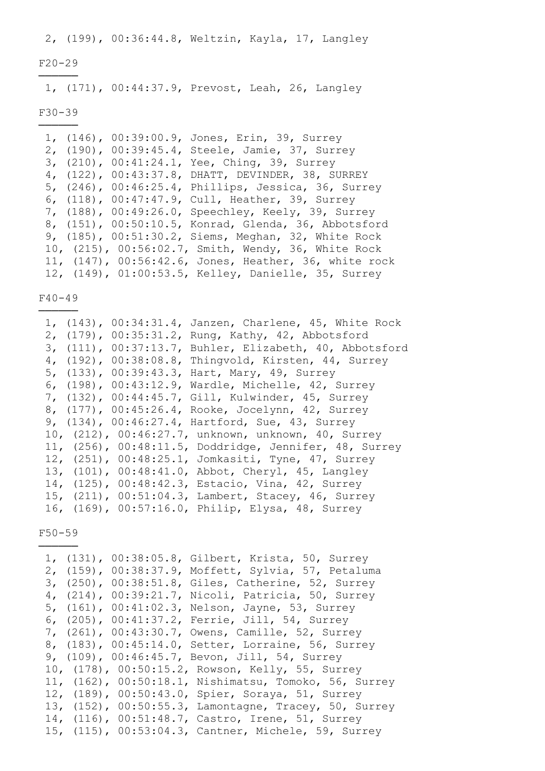2, (199), 00:36:44.8, Weltzin, Kayla, 17, Langley

F20-29
------

1, (171), 00:44:37.9, Prevost, Leah, 26, Langley

F30-39
------

1, (146), 00:39:00.9, Jones, Erin, 39, Surrey
2, (190), 00:39:45.4, Steele, Jamie, 37, Surrey
3, (210), 00:41:24.1, Yee, Ching, 39, Surrey
4, (122), 00:43:37.8, DHATT, DEVINDER, 38, SURREY
5, (246), 00:46:25.4, Phillips, Jessica, 36, Surrey
6, (118), 00:47:47.9, Cull, Heather, 39, Surrey
7, (188), 00:49:26.0, Speechley, Keely, 39, Surrey
8, (151), 00:50:10.5, Konrad, Glenda, 36, Abbotsford
9, (185), 00:51:30.2, Siems, Meghan, 32, White Rock
10, (215), 00:56:02.7, Smith, Wendy, 36, White Rock
11, (147), 00:56:42.6, Jones, Heather, 36, white rock
12, (149), 01:00:53.5, Kelley, Danielle, 35, Surrey

F40-49
------

1, (143), 00:34:31.4, Janzen, Charlene, 45, White Rock
2, (179), 00:35:31.2, Rung, Kathy, 42, Abbotsford
3, (111), 00:37:13.7, Buhler, Elizabeth, 40, Abbotsford
4, (192), 00:38:08.8, Thingvold, Kirsten, 44, Surrey
5, (133), 00:39:43.3, Hart, Mary, 49, Surrey
6, (198), 00:43:12.9, Wardle, Michelle, 42, Surrey
7, (132), 00:44:45.7, Gill, Kulwinder, 45, Surrey
8, (177), 00:45:26.4, Rooke, Jocelynn, 42, Surrey
9, (134), 00:46:27.4, Hartford, Sue, 43, Surrey
10, (212), 00:46:27.7, unknown, unknown, 40, Surrey
11, (256), 00:48:11.5, Doddridge, Jennifer, 48, Surrey
12, (251), 00:48:25.1, Jomkasiti, Tyne, 47, Surrey
13, (101), 00:48:41.0, Abbot, Cheryl, 45, Langley
14, (125), 00:48:42.3, Estacio, Vina, 42, Surrey
15, (211), 00:51:04.3, Lambert, Stacey, 46, Surrey
16, (169), 00:57:16.0, Philip, Elysa, 48, Surrey

F50-59
------

1, (131), 00:38:05.8, Gilbert, Krista, 50, Surrey
2, (159), 00:38:37.9, Moffett, Sylvia, 57, Petaluma
3, (250), 00:38:51.8, Giles, Catherine, 52, Surrey
4, (214), 00:39:21.7, Nicoli, Patricia, 50, Surrey
5, (161), 00:41:02.3, Nelson, Jayne, 53, Surrey
6, (205), 00:41:37.2, Ferrie, Jill, 54, Surrey
7, (261), 00:43:30.7, Owens, Camille, 52, Surrey
8, (183), 00:45:14.0, Setter, Lorraine, 56, Surrey
9, (109), 00:46:45.7, Bevon, Jill, 54, Surrey
10, (178), 00:50:15.2, Rowson, Kelly, 55, Surrey
11, (162), 00:50:18.1, Nishimatsu, Tomoko, 56, Surrey
12, (189), 00:50:43.0, Spier, Soraya, 51, Surrey
13, (152), 00:50:55.3, Lamontagne, Tracey, 50, Surrey
14, (116), 00:51:48.7, Castro, Irene, 51, Surrey
15, (115), 00:53:04.3, Cantner, Michele, 59, Surrey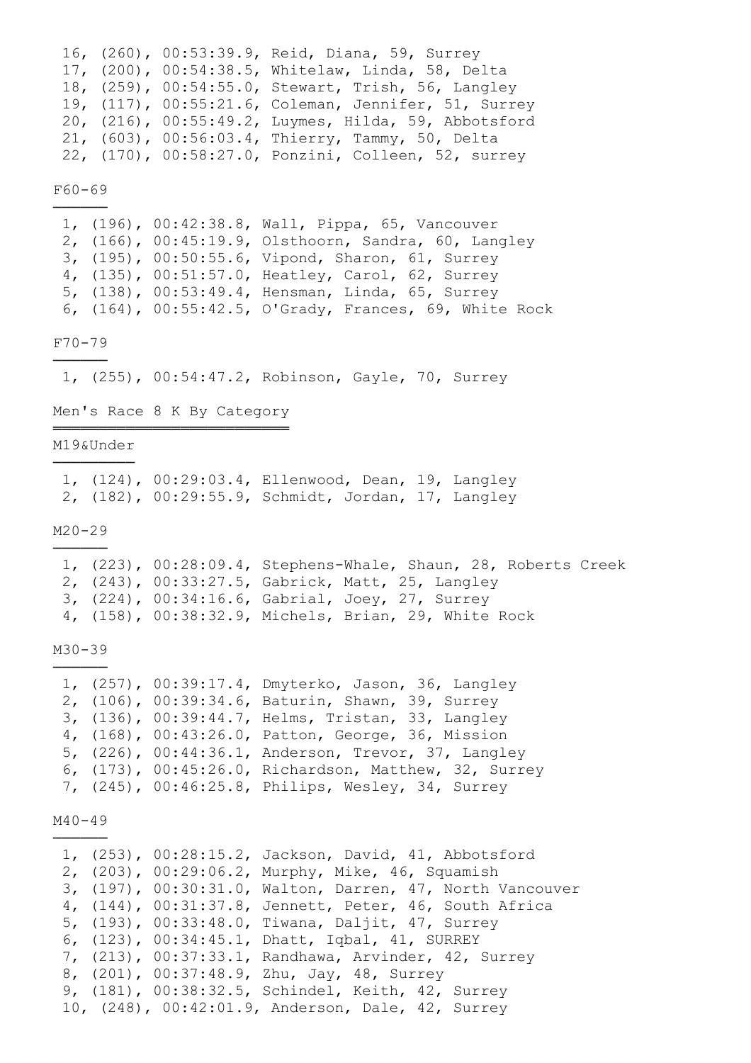16, (260), 00:53:39.9, Reid, Diana, 59, Surrey
17, (200), 00:54:38.5, Whitelaw, Linda, 58, Delta
18, (259), 00:54:55.0, Stewart, Trish, 56, Langley
19, (117), 00:55:21.6, Coleman, Jennifer, 51, Surrey
20, (216), 00:55:49.2, Luymes, Hilda, 59, Abbotsford
21, (603), 00:56:03.4, Thierry, Tammy, 50, Delta
22, (170), 00:58:27.0, Ponzini, Colleen, 52, surrey

### F60-69

1, (196), 00:42:38.8, Wall, Pippa, 65, Vancouver
2, (166), 00:45:19.9, Olsthoorn, Sandra, 60, Langley
3, (195), 00:50:55.6, Vipond, Sharon, 61, Surrey
4, (135), 00:51:57.0, Heatley, Carol, 62, Surrey
5, (138), 00:53:49.4, Hensman, Linda, 65, Surrey
6, (164), 00:55:42.5, O'Grady, Frances, 69, White Rock

### F70-79

1, (255), 00:54:47.2, Robinson, Gayle, 70, Surrey

## Men's Race 8 K By Category

### M19&Under

1, (124), 00:29:03.4, Ellenwood, Dean, 19, Langley
2, (182), 00:29:55.9, Schmidt, Jordan, 17, Langley

### M20-29

1, (223), 00:28:09.4, Stephens-Whale, Shaun, 28, Roberts Creek
2, (243), 00:33:27.5, Gabrick, Matt, 25, Langley
3, (224), 00:34:16.6, Gabrial, Joey, 27, Surrey
4, (158), 00:38:32.9, Michels, Brian, 29, White Rock

### M30-39

1, (257), 00:39:17.4, Dmyterko, Jason, 36, Langley
2, (106), 00:39:34.6, Baturin, Shawn, 39, Surrey
3, (136), 00:39:44.7, Helms, Tristan, 33, Langley
4, (168), 00:43:26.0, Patton, George, 36, Mission
5, (226), 00:44:36.1, Anderson, Trevor, 37, Langley
6, (173), 00:45:26.0, Richardson, Matthew, 32, Surrey
7, (245), 00:46:25.8, Philips, Wesley, 34, Surrey

### M40-49

1, (253), 00:28:15.2, Jackson, David, 41, Abbotsford
2, (203), 00:29:06.2, Murphy, Mike, 46, Squamish
3, (197), 00:30:31.0, Walton, Darren, 47, North Vancouver
4, (144), 00:31:37.8, Jennett, Peter, 46, South Africa
5, (193), 00:33:48.0, Tiwana, Daljit, 47, Surrey
6, (123), 00:34:45.1, Dhatt, Iqbal, 41, SURREY
7, (213), 00:37:33.1, Randhawa, Arvinder, 42, Surrey
8, (201), 00:37:48.9, Zhu, Jay, 48, Surrey
9, (181), 00:38:32.5, Schindel, Keith, 42, Surrey
10, (248), 00:42:01.9, Anderson, Dale, 42, Surrey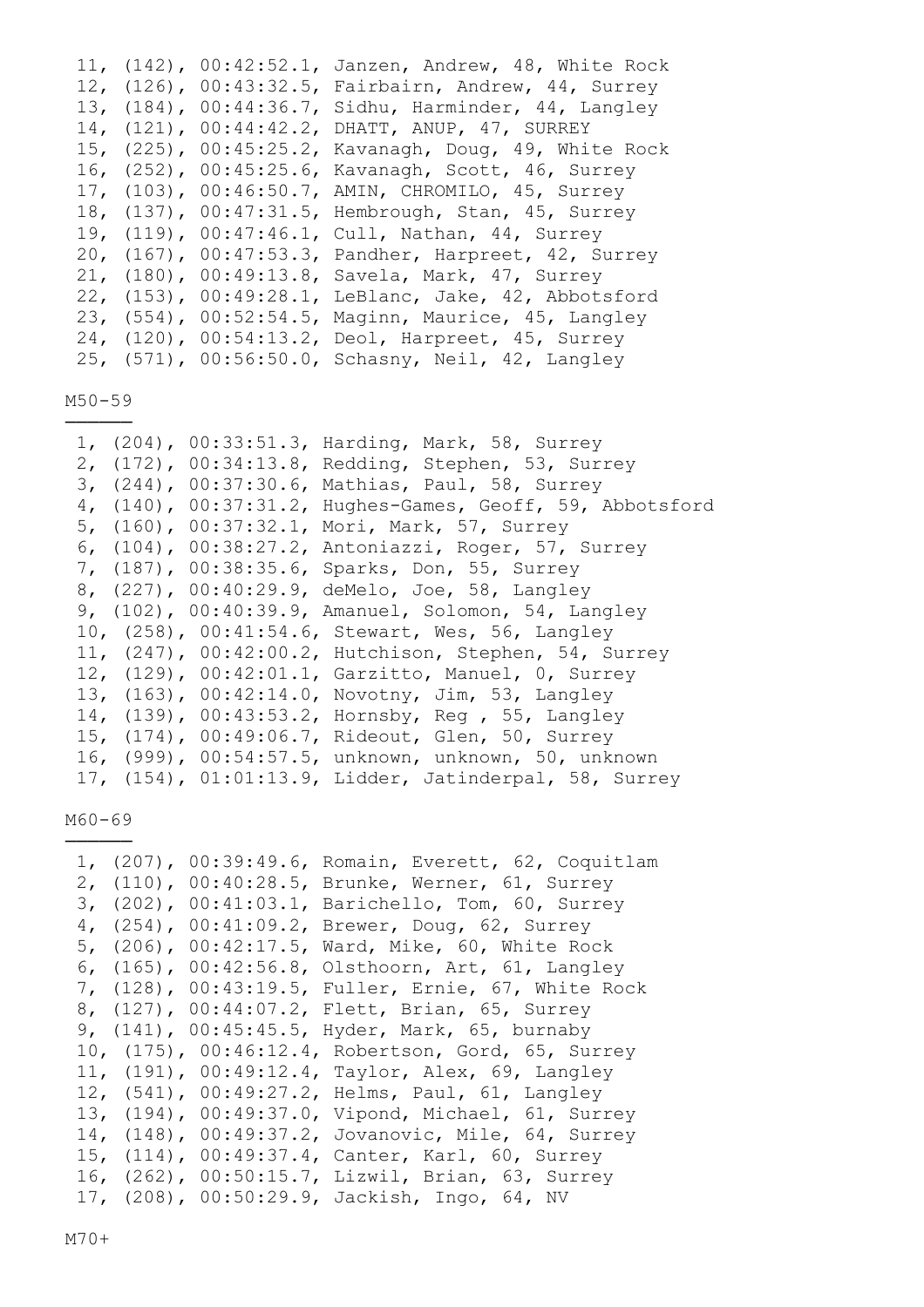11, (142), 00:42:52.1, Janzen, Andrew, 48, White Rock
12, (126), 00:43:32.5, Fairbairn, Andrew, 44, Surrey
13, (184), 00:44:36.7, Sidhu, Harminder, 44, Langley
14, (121), 00:44:42.2, DHATT, ANUP, 47, SURREY
15, (225), 00:45:25.2, Kavanagh, Doug, 49, White Rock
16, (252), 00:45:25.6, Kavanagh, Scott, 46, Surrey
17, (103), 00:46:50.7, AMIN, CHROMILO, 45, Surrey
18, (137), 00:47:31.5, Hembrough, Stan, 45, Surrey
19, (119), 00:47:46.1, Cull, Nathan, 44, Surrey
20, (167), 00:47:53.3, Pandher, Harpreet, 42, Surrey
21, (180), 00:49:13.8, Savela, Mark, 47, Surrey
22, (153), 00:49:28.1, LeBlanc, Jake, 42, Abbotsford
23, (554), 00:52:54.5, Maginn, Maurice, 45, Langley
24, (120), 00:54:13.2, Deol, Harpreet, 45, Surrey
25, (571), 00:56:50.0, Schasny, Neil, 42, Langley

## M50-59

1, (204), 00:33:51.3, Harding, Mark, 58, Surrey
2, (172), 00:34:13.8, Redding, Stephen, 53, Surrey
3, (244), 00:37:30.6, Mathias, Paul, 58, Surrey
4, (140), 00:37:31.2, Hughes-Games, Geoff, 59, Abbotsford
5, (160), 00:37:32.1, Mori, Mark, 57, Surrey
6, (104), 00:38:27.2, Antoniazzi, Roger, 57, Surrey
7, (187), 00:38:35.6, Sparks, Don, 55, Surrey
8, (227), 00:40:29.9, deMelo, Joe, 58, Langley
9, (102), 00:40:39.9, Amanuel, Solomon, 54, Langley
10, (258), 00:41:54.6, Stewart, Wes, 56, Langley
11, (247), 00:42:00.2, Hutchison, Stephen, 54, Surrey
12, (129), 00:42:01.1, Garzitto, Manuel, 0, Surrey
13, (163), 00:42:14.0, Novotny, Jim, 53, Langley
14, (139), 00:43:53.2, Hornsby, Reg , 55, Langley
15, (174), 00:49:06.7, Rideout, Glen, 50, Surrey
16, (999), 00:54:57.5, unknown, unknown, 50, unknown
17, (154), 01:01:13.9, Lidder, Jatinderpal, 58, Surrey

## M60-69

1, (207), 00:39:49.6, Romain, Everett, 62, Coquitlam
2, (110), 00:40:28.5, Brunke, Werner, 61, Surrey
3, (202), 00:41:03.1, Barichello, Tom, 60, Surrey
4, (254), 00:41:09.2, Brewer, Doug, 62, Surrey
5, (206), 00:42:17.5, Ward, Mike, 60, White Rock
6, (165), 00:42:56.8, Olsthoorn, Art, 61, Langley
7, (128), 00:43:19.5, Fuller, Ernie, 67, White Rock
8, (127), 00:44:07.2, Flett, Brian, 65, Surrey
9, (141), 00:45:45.5, Hyder, Mark, 65, burnaby
10, (175), 00:46:12.4, Robertson, Gord, 65, Surrey
11, (191), 00:49:12.4, Taylor, Alex, 69, Langley
12, (541), 00:49:27.2, Helms, Paul, 61, Langley
13, (194), 00:49:37.0, Vipond, Michael, 61, Surrey
14, (148), 00:49:37.2, Jovanovic, Mile, 64, Surrey
15, (114), 00:49:37.4, Canter, Karl, 60, Surrey
16, (262), 00:50:15.7, Lizwil, Brian, 63, Surrey
17, (208), 00:50:29.9, Jackish, Ingo, 64, NV

## M70+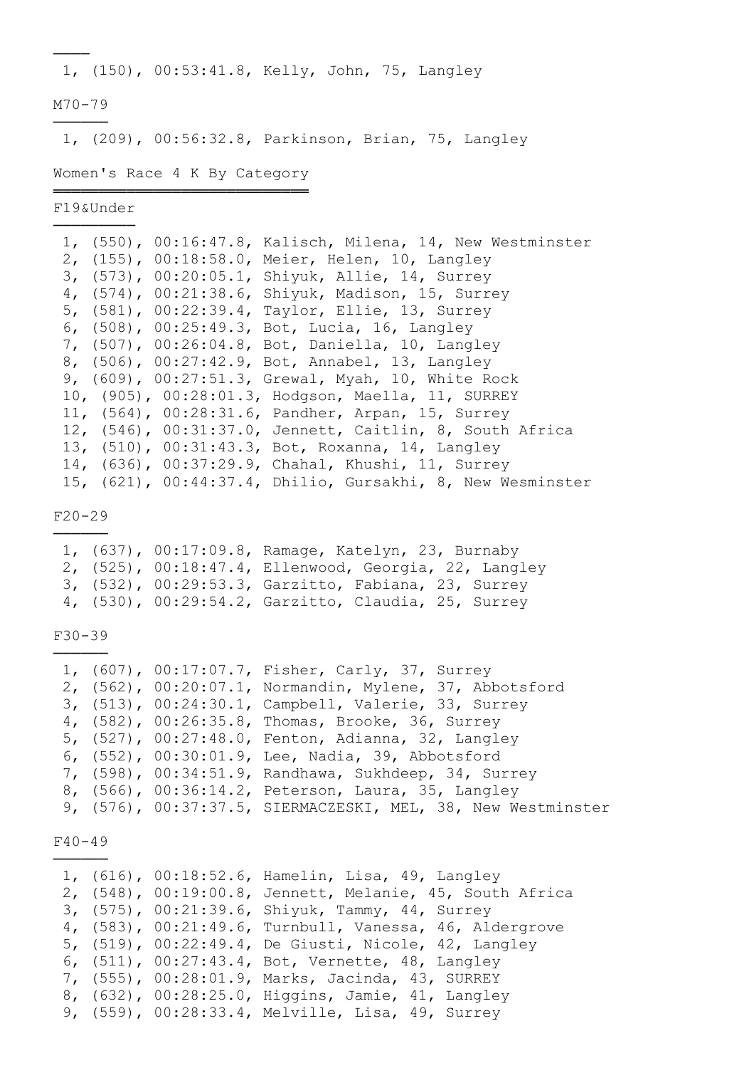1, (150), 00:53:41.8, Kelly, John, 75, Langley

M70-79

1, (209), 00:56:32.8, Parkinson, Brian, 75, Langley

## Women's Race 4 K By Category

F19&Under

1, (550), 00:16:47.8, Kalisch, Milena, 14, New Westminster
2, (155), 00:18:58.0, Meier, Helen, 10, Langley
3, (573), 00:20:05.1, Shiyuk, Allie, 14, Surrey
4, (574), 00:21:38.6, Shiyuk, Madison, 15, Surrey
5, (581), 00:22:39.4, Taylor, Ellie, 13, Surrey
6, (508), 00:25:49.3, Bot, Lucia, 16, Langley
7, (507), 00:26:04.8, Bot, Daniella, 10, Langley
8, (506), 00:27:42.9, Bot, Annabel, 13, Langley
9, (609), 00:27:51.3, Grewal, Myah, 10, White Rock
10, (905), 00:28:01.3, Hodgson, Maella, 11, SURREY
11, (564), 00:28:31.6, Pandher, Arpan, 15, Surrey
12, (546), 00:31:37.0, Jennett, Caitlin, 8, South Africa
13, (510), 00:31:43.3, Bot, Roxanna, 14, Langley
14, (636), 00:37:29.9, Chahal, Khushi, 11, Surrey
15, (621), 00:44:37.4, Dhilio, Gursakhi, 8, New Wesminster

F20-29

1, (637), 00:17:09.8, Ramage, Katelyn, 23, Burnaby
2, (525), 00:18:47.4, Ellenwood, Georgia, 22, Langley
3, (532), 00:29:53.3, Garzitto, Fabiana, 23, Surrey
4, (530), 00:29:54.2, Garzitto, Claudia, 25, Surrey

F30-39

1, (607), 00:17:07.7, Fisher, Carly, 37, Surrey
2, (562), 00:20:07.1, Normandin, Mylene, 37, Abbotsford
3, (513), 00:24:30.1, Campbell, Valerie, 33, Surrey
4, (582), 00:26:35.8, Thomas, Brooke, 36, Surrey
5, (527), 00:27:48.0, Fenton, Adianna, 32, Langley
6, (552), 00:30:01.9, Lee, Nadia, 39, Abbotsford
7, (598), 00:34:51.9, Randhawa, Sukhdeep, 34, Surrey
8, (566), 00:36:14.2, Peterson, Laura, 35, Langley
9, (576), 00:37:37.5, SIERMACZESKI, MEL, 38, New Westminster

F40-49

1, (616), 00:18:52.6, Hamelin, Lisa, 49, Langley
2, (548), 00:19:00.8, Jennett, Melanie, 45, South Africa
3, (575), 00:21:39.6, Shiyuk, Tammy, 44, Surrey
4, (583), 00:21:49.6, Turnbull, Vanessa, 46, Aldergrove
5, (519), 00:22:49.4, De Giusti, Nicole, 42, Langley
6, (511), 00:27:43.4, Bot, Vernette, 48, Langley
7, (555), 00:28:01.9, Marks, Jacinda, 43, SURREY
8, (632), 00:28:25.0, Higgins, Jamie, 41, Langley
9, (559), 00:28:33.4, Melville, Lisa, 49, Surrey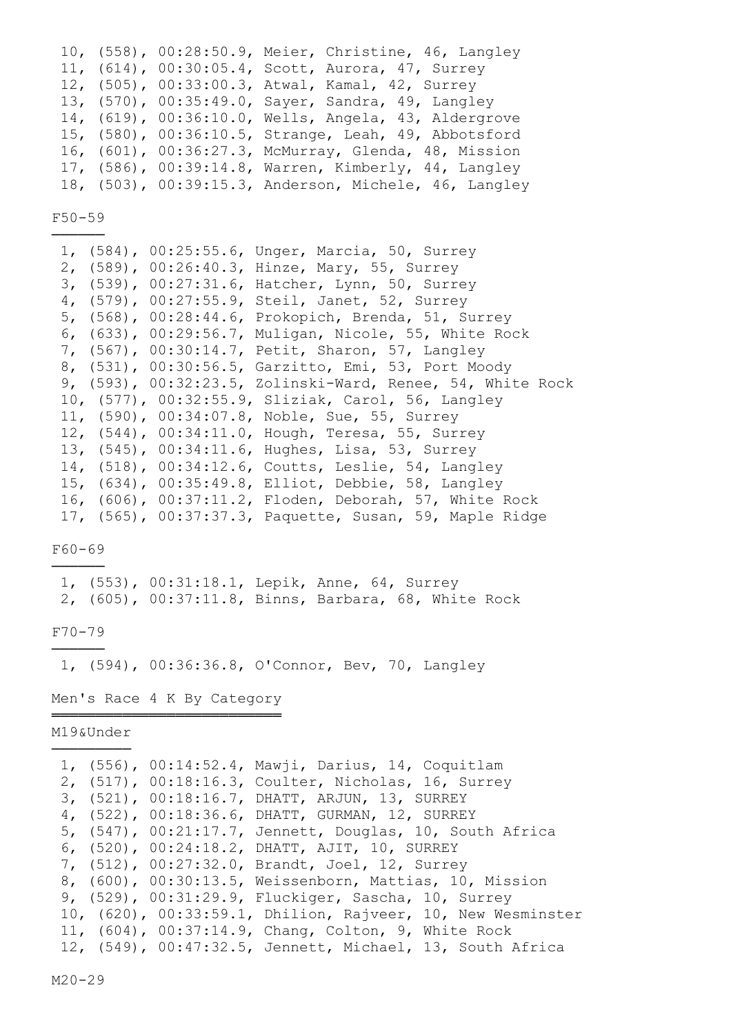10, (558), 00:28:50.9, Meier, Christine, 46, Langley
11, (614), 00:30:05.4, Scott, Aurora, 47, Surrey
12, (505), 00:33:00.3, Atwal, Kamal, 42, Surrey
13, (570), 00:35:49.0, Sayer, Sandra, 49, Langley
14, (619), 00:36:10.0, Wells, Angela, 43, Aldergrove
15, (580), 00:36:10.5, Strange, Leah, 49, Abbotsford
16, (601), 00:36:27.3, McMurray, Glenda, 48, Mission
17, (586), 00:39:14.8, Warren, Kimberly, 44, Langley
18, (503), 00:39:15.3, Anderson, Michele, 46, Langley

### F50-59

1, (584), 00:25:55.6, Unger, Marcia, 50, Surrey
2, (589), 00:26:40.3, Hinze, Mary, 55, Surrey
3, (539), 00:27:31.6, Hatcher, Lynn, 50, Surrey
4, (579), 00:27:55.9, Steil, Janet, 52, Surrey
5, (568), 00:28:44.6, Prokopich, Brenda, 51, Surrey
6, (633), 00:29:56.7, Muligan, Nicole, 55, White Rock
7, (567), 00:30:14.7, Petit, Sharon, 57, Langley
8, (531), 00:30:56.5, Garzitto, Emi, 53, Port Moody
9, (593), 00:32:23.5, Zolinski-Ward, Renee, 54, White Rock
10, (577), 00:32:55.9, Sliziak, Carol, 56, Langley
11, (590), 00:34:07.8, Noble, Sue, 55, Surrey
12, (544), 00:34:11.0, Hough, Teresa, 55, Surrey
13, (545), 00:34:11.6, Hughes, Lisa, 53, Surrey
14, (518), 00:34:12.6, Coutts, Leslie, 54, Langley
15, (634), 00:35:49.8, Elliot, Debbie, 58, Langley
16, (606), 00:37:11.2, Floden, Deborah, 57, White Rock
17, (565), 00:37:37.3, Paquette, Susan, 59, Maple Ridge

### F60-69

1, (553), 00:31:18.1, Lepik, Anne, 64, Surrey
2, (605), 00:37:11.8, Binns, Barbara, 68, White Rock

### F70-79

1, (594), 00:36:36.8, O'Connor, Bev, 70, Langley

## Men's Race 4 K By Category

### M19&Under

1, (556), 00:14:52.4, Mawji, Darius, 14, Coquitlam
2, (517), 00:18:16.3, Coulter, Nicholas, 16, Surrey
3, (521), 00:18:16.7, DHATT, ARJUN, 13, SURREY
4, (522), 00:18:36.6, DHATT, GURMAN, 12, SURREY
5, (547), 00:21:17.7, Jennett, Douglas, 10, South Africa
6, (520), 00:24:18.2, DHATT, AJIT, 10, SURREY
7, (512), 00:27:32.0, Brandt, Joel, 12, Surrey
8, (600), 00:30:13.5, Weissenborn, Mattias, 10, Mission
9, (529), 00:31:29.9, Fluckiger, Sascha, 10, Surrey
10, (620), 00:33:59.1, Dhilion, Rajveer, 10, New Wesminster
11, (604), 00:37:14.9, Chang, Colton, 9, White Rock
12, (549), 00:47:32.5, Jennett, Michael, 13, South Africa

### M20-29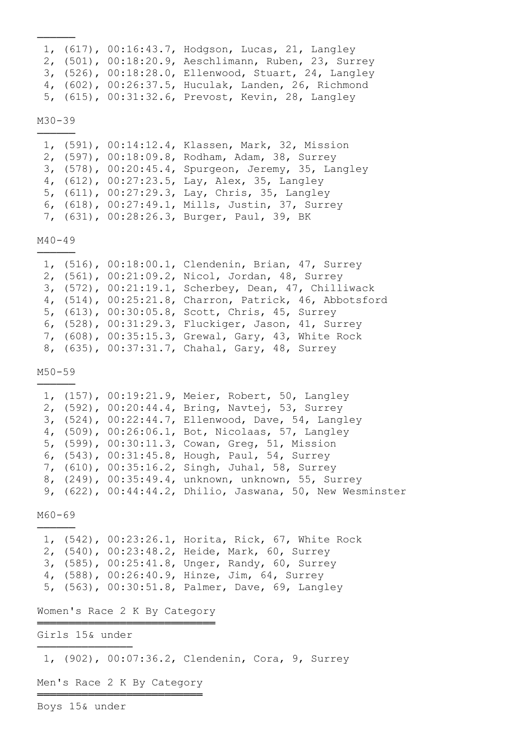1, (617), 00:16:43.7, Hodgson, Lucas, 21, Langley
2, (501), 00:18:20.9, Aeschlimann, Ruben, 23, Surrey
3, (526), 00:18:28.0, Ellenwood, Stuart, 24, Langley
4, (602), 00:26:37.5, Huculak, Landen, 26, Richmond
5, (615), 00:31:32.6, Prevost, Kevin, 28, Langley

M30-39

1, (591), 00:14:12.4, Klassen, Mark, 32, Mission
2, (597), 00:18:09.8, Rodham, Adam, 38, Surrey
3, (578), 00:20:45.4, Spurgeon, Jeremy, 35, Langley
4, (612), 00:27:23.5, Lay, Alex, 35, Langley
5, (611), 00:27:29.3, Lay, Chris, 35, Langley
6, (618), 00:27:49.1, Mills, Justin, 37, Surrey
7, (631), 00:28:26.3, Burger, Paul, 39, BK

M40-49

1, (516), 00:18:00.1, Clendenin, Brian, 47, Surrey
2, (561), 00:21:09.2, Nicol, Jordan, 48, Surrey
3, (572), 00:21:19.1, Scherbey, Dean, 47, Chilliwack
4, (514), 00:25:21.8, Charron, Patrick, 46, Abbotsford
5, (613), 00:30:05.8, Scott, Chris, 45, Surrey
6, (528), 00:31:29.3, Fluckiger, Jason, 41, Surrey
7, (608), 00:35:15.3, Grewal, Gary, 43, White Rock
8, (635), 00:37:31.7, Chahal, Gary, 48, Surrey

M50-59

1, (157), 00:19:21.9, Meier, Robert, 50, Langley
2, (592), 00:20:44.4, Bring, Navtej, 53, Surrey
3, (524), 00:22:44.7, Ellenwood, Dave, 54, Langley
4, (509), 00:26:06.1, Bot, Nicolaas, 57, Langley
5, (599), 00:30:11.3, Cowan, Greg, 51, Mission
6, (543), 00:31:45.8, Hough, Paul, 54, Surrey
7, (610), 00:35:16.2, Singh, Juhal, 58, Surrey
8, (249), 00:35:49.4, unknown, unknown, 55, Surrey
9, (622), 00:44:44.2, Dhilio, Jaswana, 50, New Wesminster

M60-69

1, (542), 00:23:26.1, Horita, Rick, 67, White Rock
2, (540), 00:23:48.2, Heide, Mark, 60, Surrey
3, (585), 00:25:41.8, Unger, Randy, 60, Surrey
4, (588), 00:26:40.9, Hinze, Jim, 64, Surrey
5, (563), 00:30:51.8, Palmer, Dave, 69, Langley

## Women's Race 2 K By Category

Girls 15& under

1, (902), 00:07:36.2, Clendenin, Cora, 9, Surrey

## Men's Race 2 K By Category

Boys 15& under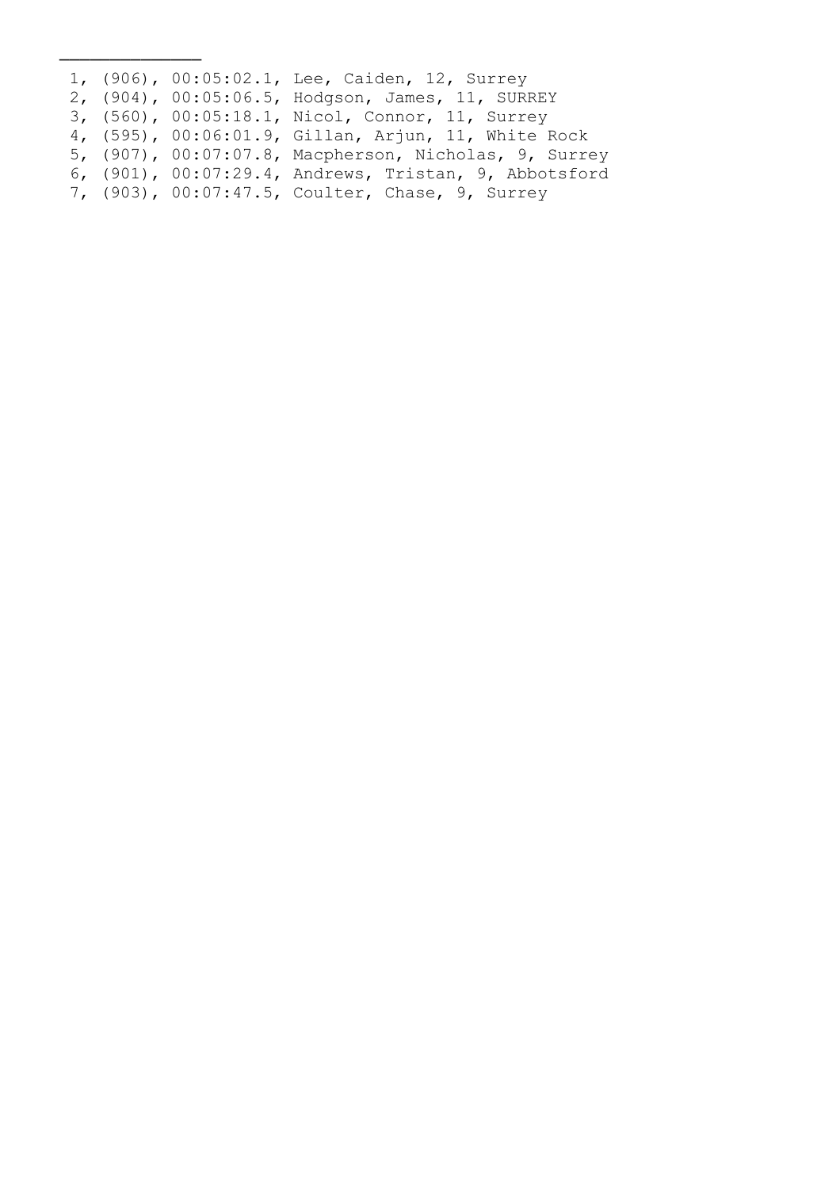1, (906), 00:05:02.1, Lee, Caiden, 12, Surrey
2, (904), 00:05:06.5, Hodgson, James, 11, SURREY
3, (560), 00:05:18.1, Nicol, Connor, 11, Surrey
4, (595), 00:06:01.9, Gillan, Arjun, 11, White Rock
5, (907), 00:07:07.8, Macpherson, Nicholas, 9, Surrey
6, (901), 00:07:29.4, Andrews, Tristan, 9, Abbotsford
7, (903), 00:07:47.5, Coulter, Chase, 9, Surrey